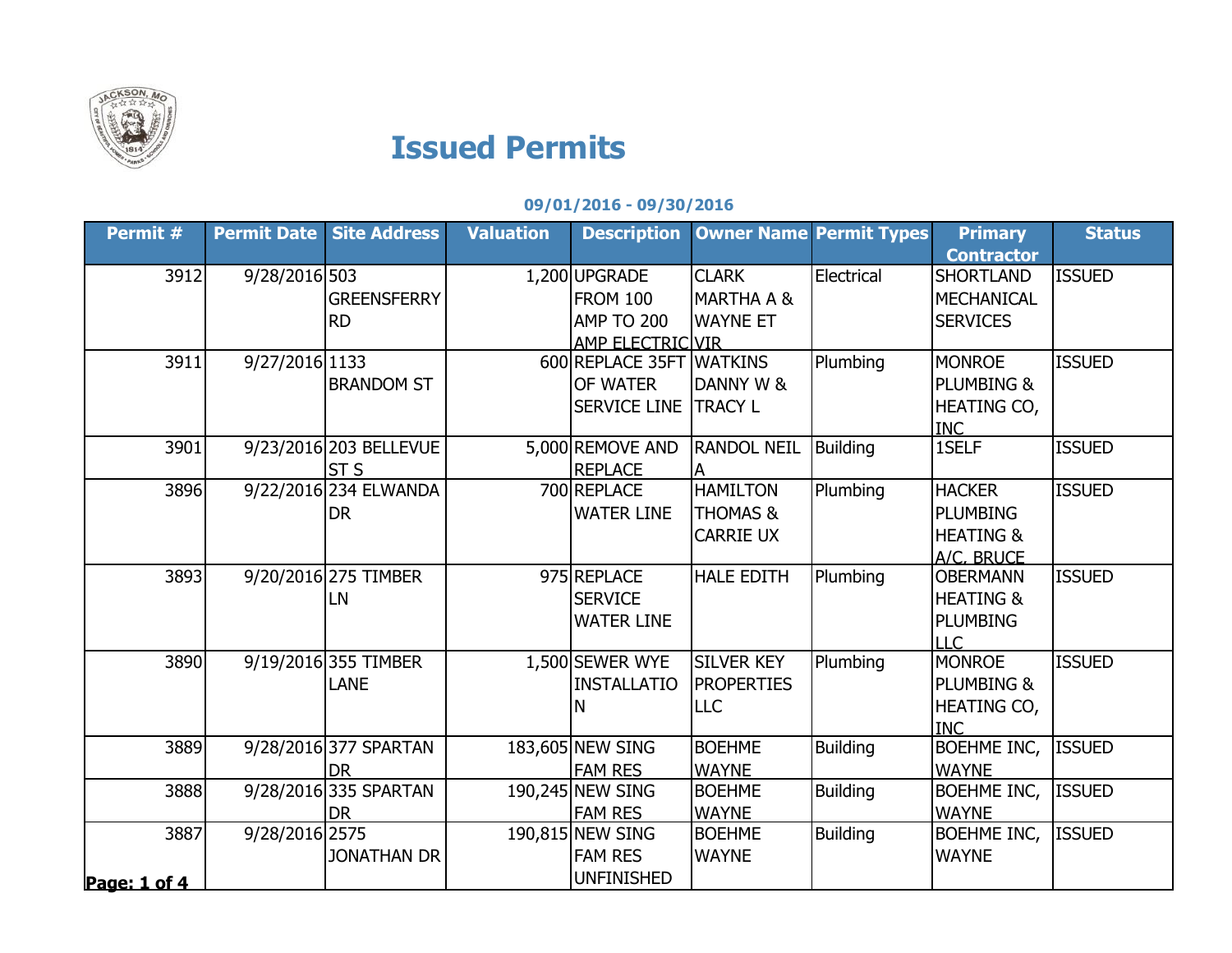# Issued Permits

**09/01/2016 - 09/30/2016**

| Permit # | Permit Date | Site Address | Valuation | Description | Owner Name | Permit Types | Primary Contractor | Status |
|---|---|---|---|---|---|---|---|---|
| 3912 | 9/28/2016 | 503 GREENSFERRY RD | 1,200 | UPGRADE FROM 100 AMP TO 200 AMP ELECTRIC | CLARK MARTHA A & WAYNE ET VIR | Electrical | SHORTLAND MECHANICAL SERVICES | ISSUED |
| 3911 | 9/27/2016 | 1133 BRANDOM ST | 600 | REPLACE 35FT OF WATER SERVICE LINE | WATKINS DANNY W & TRACY L | Plumbing | MONROE PLUMBING & HEATING CO, INC | ISSUED |
| 3901 | 9/23/2016 | 203 BELLEVUE ST S | 5,000 | REMOVE AND REPLACE | RANDOL NEIL A | Building | 1SELF | ISSUED |
| 3896 | 9/22/2016 | 234 ELWANDA DR | 700 | REPLACE WATER LINE | HAMILTON THOMAS & CARRIE UX | Plumbing | HACKER PLUMBING HEATING & A/C, BRUCE | ISSUED |
| 3893 | 9/20/2016 | 275 TIMBER LN | 975 | REPLACE SERVICE WATER LINE | HALE EDITH | Plumbing | OBERMANN HEATING & PLUMBING LLC | ISSUED |
| 3890 | 9/19/2016 | 355 TIMBER LANE | 1,500 | SEWER WYE INSTALLATION | SILVER KEY PROPERTIES LLC | Plumbing | MONROE PLUMBING & HEATING CO, INC | ISSUED |
| 3889 | 9/28/2016 | 377 SPARTAN DR | 183,605 | NEW SING FAM RES | BOEHME WAYNE | Building | BOEHME INC, WAYNE | ISSUED |
| 3888 | 9/28/2016 | 335 SPARTAN DR | 190,245 | NEW SING FAM RES | BOEHME WAYNE | Building | BOEHME INC, WAYNE | ISSUED |
| 3887 | 9/28/2016 | 2575 JONATHAN DR | 190,815 | NEW SING FAM RES UNFINISHED | BOEHME WAYNE | Building | BOEHME INC, WAYNE | ISSUED |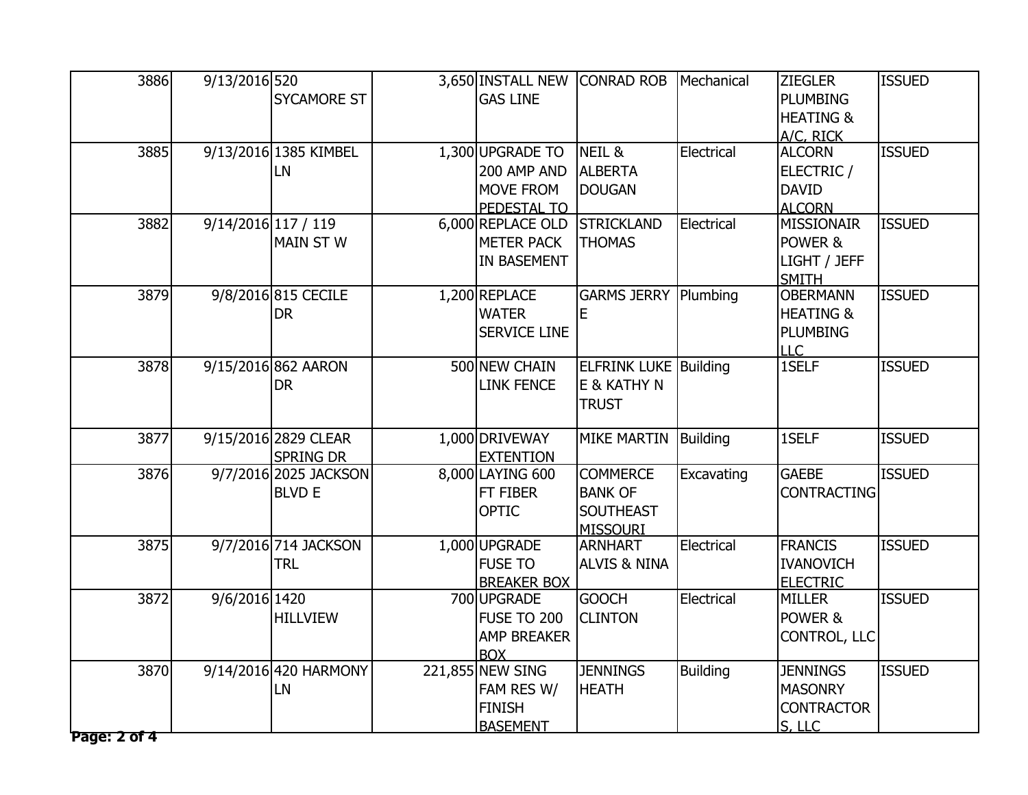| | | | | | | | | |
|---|---|---|---|---|---|---|---|---|
| 3886 | 9/13/2016 | 520 SYCAMORE ST | 3,650 | INSTALL NEW GAS LINE | CONRAD ROB | Mechanical | ZIEGLER PLUMBING HEATING & A/C, RICK | ISSUED |
| 3885 | 9/13/2016 | 1385 KIMBEL LN | 1,300 | UPGRADE TO 200 AMP AND MOVE FROM PEDESTAL TO | NEIL & ALBERTA DOUGAN | Electrical | ALCORN ELECTRIC / DAVID ALCORN | ISSUED |
| 3882 | 9/14/2016 | 117 / 119 MAIN ST W | 6,000 | REPLACE OLD METER PACK IN BASEMENT | STRICKLAND THOMAS | Electrical | MISSIONAIR POWER & LIGHT / JEFF SMITH | ISSUED |
| 3879 | 9/8/2016 | 815 CECILE DR | 1,200 | REPLACE WATER SERVICE LINE | GARMS JERRY E | Plumbing | OBERMANN HEATING & PLUMBING LLC | ISSUED |
| 3878 | 9/15/2016 | 862 AARON DR | 500 | NEW CHAIN LINK FENCE | ELFRINK LUKE E & KATHY N TRUST | Building | 1SELF | ISSUED |
| 3877 | 9/15/2016 | 2829 CLEAR SPRING DR | 1,000 | DRIVEWAY EXTENTION | MIKE MARTIN | Building | 1SELF | ISSUED |
| 3876 | 9/7/2016 | 2025 JACKSON BLVD E | 8,000 | LAYING 600 FT FIBER OPTIC | COMMERCE BANK OF SOUTHEAST MISSOURI | Excavating | GAEBE CONTRACTING | ISSUED |
| 3875 | 9/7/2016 | 714 JACKSON TRL | 1,000 | UPGRADE FUSE TO BREAKER BOX | ARNHART ALVIS & NINA | Electrical | FRANCIS IVANOVICH ELECTRIC | ISSUED |
| 3872 | 9/6/2016 | 1420 HILLVIEW | 700 | UPGRADE FUSE TO 200 AMP BREAKER BOX | GOOCH CLINTON | Electrical | MILLER POWER & CONTROL, LLC | ISSUED |
| 3870 | 9/14/2016 | 420 HARMONY LN | 221,855 | NEW SING FAM RES W/ FINISH BASEMENT | JENNINGS HEATH | Building | JENNINGS MASONRY CONTRACTOR S, LLC | ISSUED |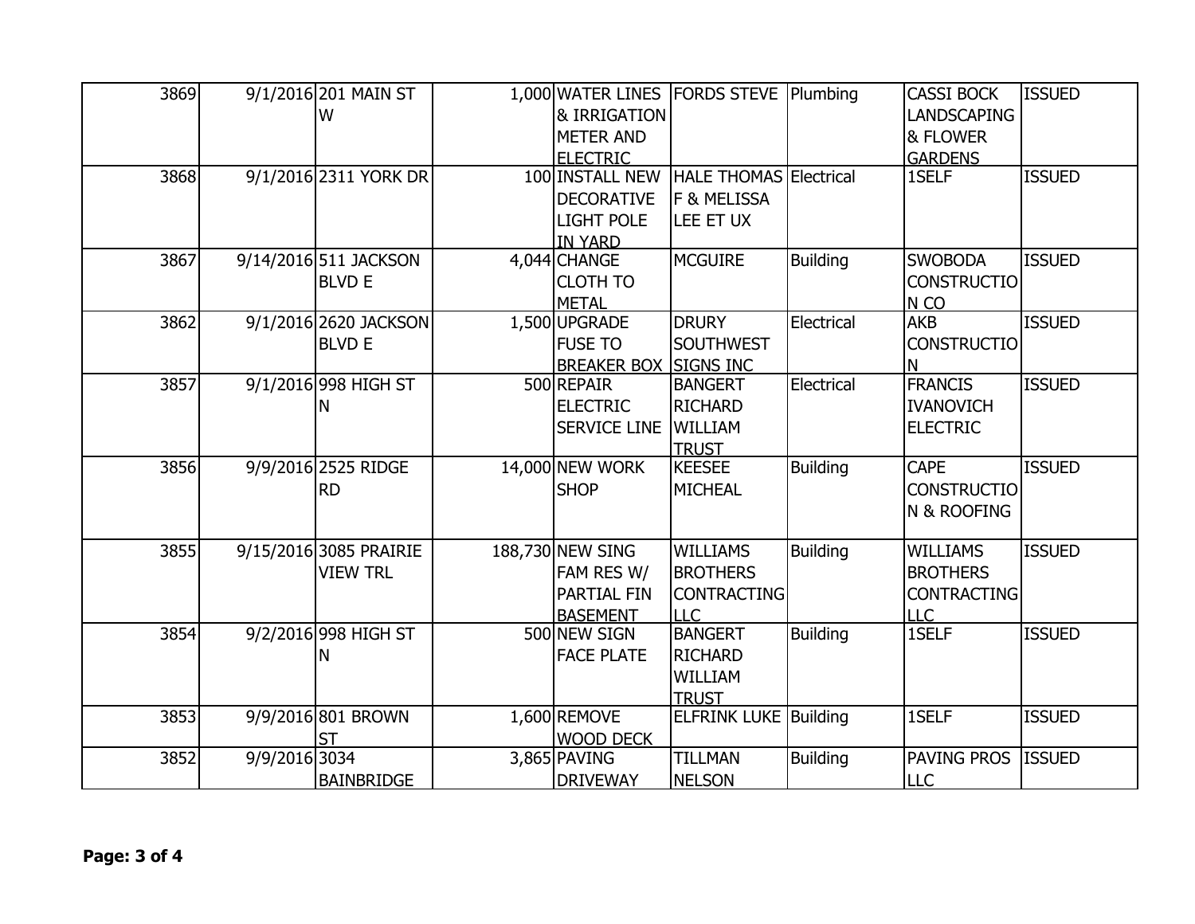| | | | | | | | | |
|---|---|---|---|---|---|---|---|---|
| 3869 | 9/1/2016 | 201 MAIN ST W | 1,000 | WATER LINES & IRRIGATION METER AND ELECTRIC | FORDS STEVE | Plumbing | CASSI BOCK LANDSCAPING & FLOWER GARDENS | ISSUED |
| 3868 | 9/1/2016 | 2311 YORK DR | 100 | INSTALL NEW DECORATIVE LIGHT POLE IN YARD | HALE THOMAS F & MELISSA LEE ET UX | Electrical | 1SELF | ISSUED |
| 3867 | 9/14/2016 | 511 JACKSON BLVD E | 4,044 | CHANGE CLOTH TO METAL | MCGUIRE | Building | SWOBODA CONSTRUCTION CO | ISSUED |
| 3862 | 9/1/2016 | 2620 JACKSON BLVD E | 1,500 | UPGRADE FUSE TO BREAKER BOX | DRURY SOUTHWEST SIGNS INC | Electrical | AKB CONSTRUCTION | ISSUED |
| 3857 | 9/1/2016 | 998 HIGH ST N | 500 | REPAIR ELECTRIC SERVICE LINE | BANGERT RICHARD WILLIAM TRUST | Electrical | FRANCIS IVANOVICH ELECTRIC | ISSUED |
| 3856 | 9/9/2016 | 2525 RIDGE RD | 14,000 | NEW WORK SHOP | KEESEE MICHEAL | Building | CAPE CONSTRUCTION & ROOFING | ISSUED |
| 3855 | 9/15/2016 | 3085 PRAIRIE VIEW TRL | 188,730 | NEW SING FAM RES W/ PARTIAL FIN BASEMENT | WILLIAMS BROTHERS CONTRACTING LLC | Building | WILLIAMS BROTHERS CONTRACTING LLC | ISSUED |
| 3854 | 9/2/2016 | 998 HIGH ST N | 500 | NEW SIGN FACE PLATE | BANGERT RICHARD WILLIAM TRUST | Building | 1SELF | ISSUED |
| 3853 | 9/9/2016 | 801 BROWN ST | 1,600 | REMOVE WOOD DECK | ELFRINK LUKE | Building | 1SELF | ISSUED |
| 3852 | 9/9/2016 | 3034 BAINBRIDGE | 3,865 | PAVING DRIVEWAY | TILLMAN NELSON | Building | PAVING PROS LLC | ISSUED |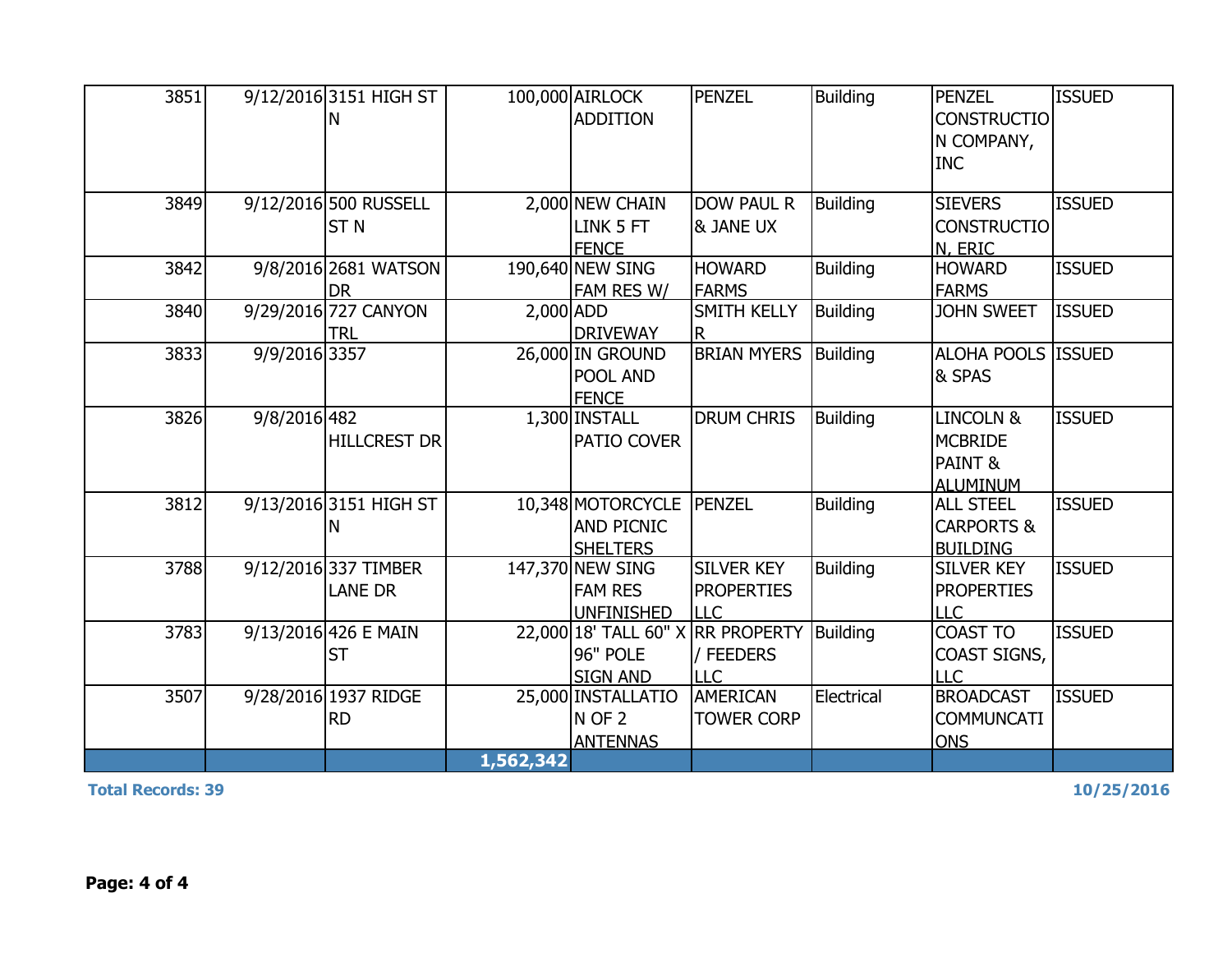| | | | | | | | | |
|---|---|---|---|---|---|---|---|---|
| 3851 | 9/12/2016 | 3151 HIGH ST N | 100,000 | AIRLOCK ADDITION | PENZEL | Building | PENZEL CONSTRUCTION COMPANY, INC | ISSUED |
| 3849 | 9/12/2016 | 500 RUSSELL ST N | 2,000 | NEW CHAIN LINK 5 FT FENCE | DOW PAUL R & JANE UX | Building | SIEVERS CONSTRUCTION, ERIC | ISSUED |
| 3842 | 9/8/2016 | 2681 WATSON DR | 190,640 | NEW SING FAM RES W/ | HOWARD FARMS | Building | HOWARD FARMS | ISSUED |
| 3840 | 9/29/2016 | 727 CANYON TRL | 2,000 | ADD DRIVEWAY | SMITH KELLY R | Building | JOHN SWEET | ISSUED |
| 3833 | 9/9/2016 | 3357 | 26,000 | IN GROUND POOL AND FENCE | BRIAN MYERS | Building | ALOHA POOLS & SPAS | ISSUED |
| 3826 | 9/8/2016 | 482 HILLCREST DR | 1,300 | INSTALL PATIO COVER | DRUM CHRIS | Building | LINCOLN & MCBRIDE PAINT & ALUMINUM | ISSUED |
| 3812 | 9/13/2016 | 3151 HIGH ST N | 10,348 | MOTORCYCLE AND PICNIC SHELTERS | PENZEL | Building | ALL STEEL CARPORTS & BUILDING | ISSUED |
| 3788 | 9/12/2016 | 337 TIMBER LANE DR | 147,370 | NEW SING FAM RES UNFINISHED | SILVER KEY PROPERTIES LLC | Building | SILVER KEY PROPERTIES LLC | ISSUED |
| 3783 | 9/13/2016 | 426 E MAIN ST | 22,000 | 18' TALL 60" X 96" POLE SIGN AND | RR PROPERTY / FEEDERS LLC | Building | COAST TO COAST SIGNS, LLC | ISSUED |
| 3507 | 9/28/2016 | 1937 RIDGE RD | 25,000 | INSTALLATION OF 2 ANTENNAS | AMERICAN TOWER CORP | Electrical | BROADCAST COMMUNCATIONS | ISSUED |
| | | | **1,562,342** | | | | | |

**Total Records: 39**

**10/25/2016**